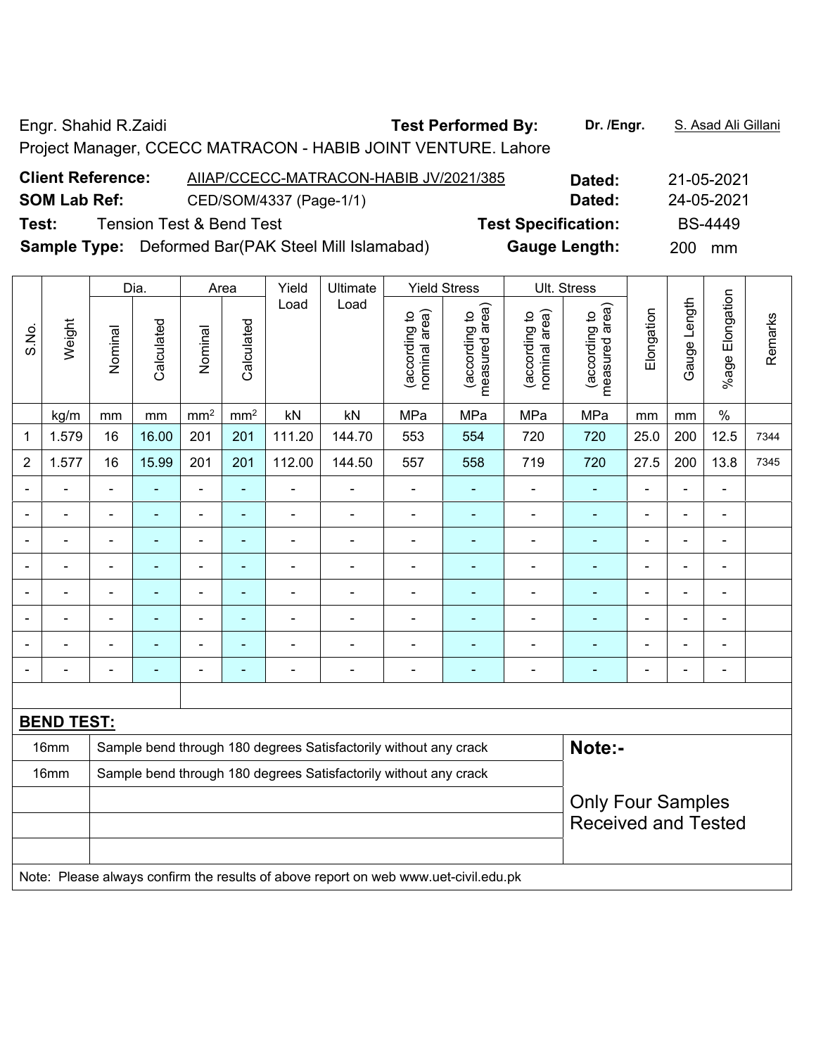Engr. Shahid R.Zaidi **Test Performed By:** **Dr. /Engr.** S. Asad Ali Gillani

Project Manager, CCECC MATRACON - HABIB JOINT VENTURE. Lahore

**Client Reference:** AIIAP/CCECC-MATRACON-HABIB JV/2021/385 **Dated:** 21-05-2021

**SOM Lab Ref:** CED/SOM/4337 (Page-1/1) **Dated:** 24-05-2021

**Test:** Tension Test & Bend Test **Test Specification:** BS-4449

**Sample Type:** Deformed Bar(PAK Steel Mill Islamabad) **Gauge Length:** 200 mm

| S.No. | Weight | Dia. | | Area | | Yield Load | Ultimate Load | Yield Stress | | Ult. Stress | | Elongation | Gauge Length | %age Elongation | Remarks |
|---|---|---|---|---|---|---|---|---|---|---|---|---|---|---|---|
| | | Nominal | Calculated | Nominal | Calculated | | | (according to nominal area) | (according to measured area) | (according to nominal area) | (according to measured area) | | | | |
| | kg/m | mm | mm | mm² | mm² | kN | kN | MPa | MPa | MPa | MPa | mm | mm | % | |
| 1 | 1.579 | 16 | 16.00 | 201 | 201 | 111.20 | 144.70 | 553 | 554 | 720 | 720 | 25.0 | 200 | 12.5 | 7344 |
| 2 | 1.577 | 16 | 15.99 | 201 | 201 | 112.00 | 144.50 | 557 | 558 | 719 | 720 | 27.5 | 200 | 13.8 | 7345 |
| - | - | - | - | - | - | - | - | - | - | - | - | - | - | - | |
| - | - | - | - | - | - | - | - | - | - | - | - | - | - | - | |
| - | - | - | - | - | - | - | - | - | - | - | - | - | - | - | |
| - | - | - | - | - | - | - | - | - | - | - | - | - | - | - | |
| - | - | - | - | - | - | - | - | - | - | - | - | - | - | - | |
| - | - | - | - | - | - | - | - | - | - | - | - | - | - | - | |
| - | - | - | - | - | - | - | - | - | - | - | - | - | - | - | |
| - | - | - | - | - | - | - | - | - | - | - | - | - | - | - | |

**BEND TEST:**

| | | |
|---|---|---|
| 16mm | Sample bend through 180 degrees Satisfactorily without any crack | **Note:-** |
| 16mm | Sample bend through 180 degrees Satisfactorily without any crack | Only Four Samples Received and Tested |

Note: Please always confirm the results of above report on web www.uet-civil.edu.pk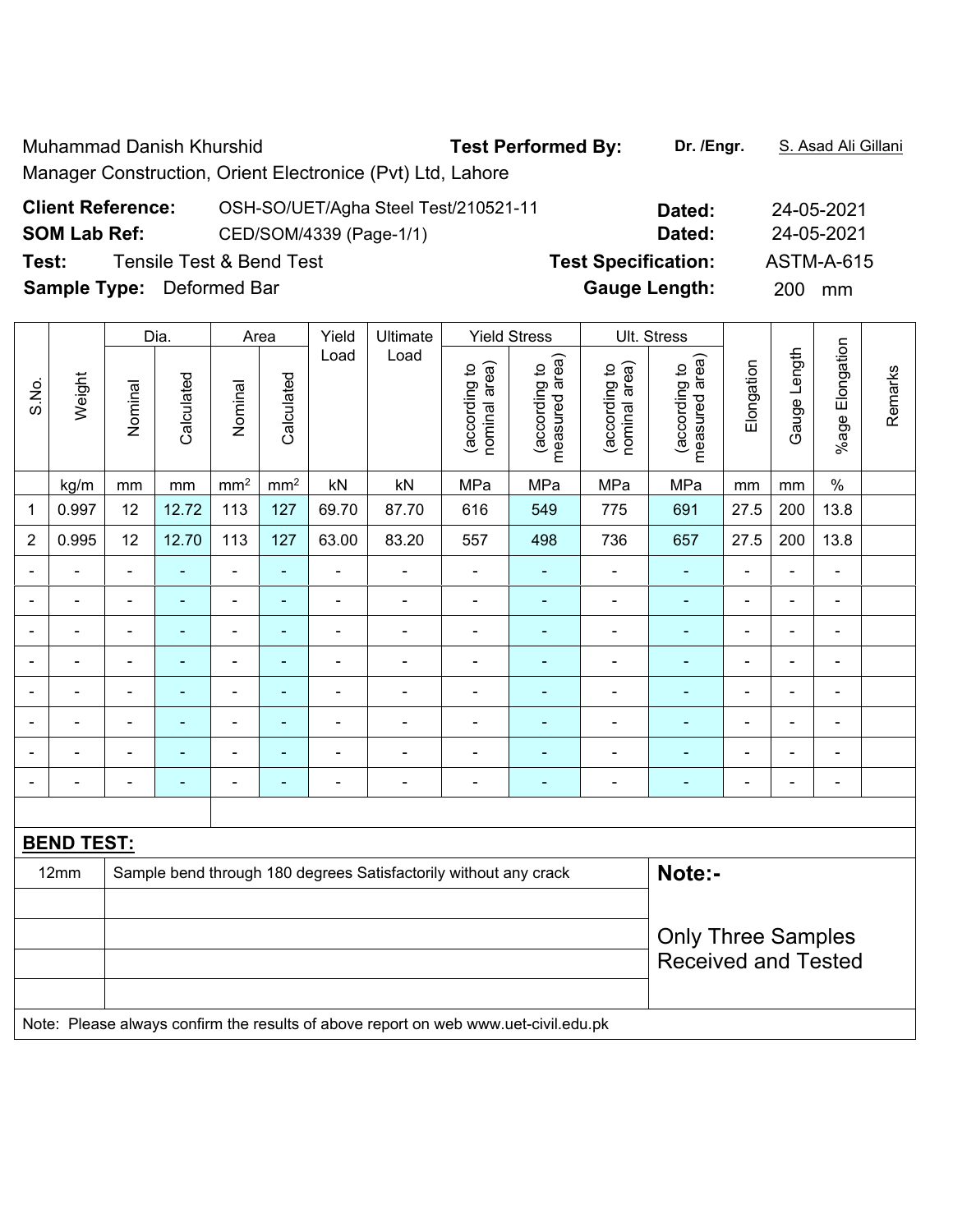Muhammad Danish Khurshid

Manager Construction, Orient Electronice (Pvt) Ltd, Lahore

**Test Performed By:** **Dr. /Engr.** S. Asad Ali Gillani

**Client Reference:** OSH-SO/UET/Agha Steel Test/210521-11 **Dated:** 24-05-2021

**SOM Lab Ref:** CED/SOM/4339 (Page-1/1) **Dated:** 24-05-2021

**Test:** Tensile Test & Bend Test **Test Specification:** ASTM-A-615

**Sample Type:** Deformed Bar **Gauge Length:** 200 mm

| S.No. | Weight | Dia. | | Area | | Yield Load | Ultimate Load | Yield Stress | | Ult. Stress | | Elongation | Gauge Length | %age Elongation | Remarks |
|---|---|---|---|---|---|---|---|---|---|---|---|---|---|---|---|
| | | Nominal | Calculated | Nominal | Calculated | | | (according to nominal area) | (according to measured area) | (according to nominal area) | (according to measured area) | | | | |
| | kg/m | mm | mm | mm² | mm² | kN | kN | MPa | MPa | MPa | MPa | mm | mm | % | |
| 1 | 0.997 | 12 | 12.72 | 113 | 127 | 69.70 | 87.70 | 616 | 549 | 775 | 691 | 27.5 | 200 | 13.8 | |
| 2 | 0.995 | 12 | 12.70 | 113 | 127 | 63.00 | 83.20 | 557 | 498 | 736 | 657 | 27.5 | 200 | 13.8 | |
| - | - | - | - | - | - | - | - | - | - | - | - | - | - | - | |
| - | - | - | - | - | - | - | - | - | - | - | - | - | - | - | |
| - | - | - | - | - | - | - | - | - | - | - | - | - | - | - | |
| - | - | - | - | - | - | - | - | - | - | - | - | - | - | - | |
| - | - | - | - | - | - | - | - | - | - | - | - | - | - | - | |
| - | - | - | - | - | - | - | - | - | - | - | - | - | - | - | |
| - | - | - | - | - | - | - | - | - | - | - | - | - | - | - | |
| - | - | - | - | - | - | - | - | - | - | - | - | - | - | - | |

**BEND TEST:**

| | | |
|---|---|---|
| 12mm | Sample bend through 180 degrees Satisfactorily without any crack | **Note:-** Only Three Samples Received and Tested |

Note: Please always confirm the results of above report on web www.uet-civil.edu.pk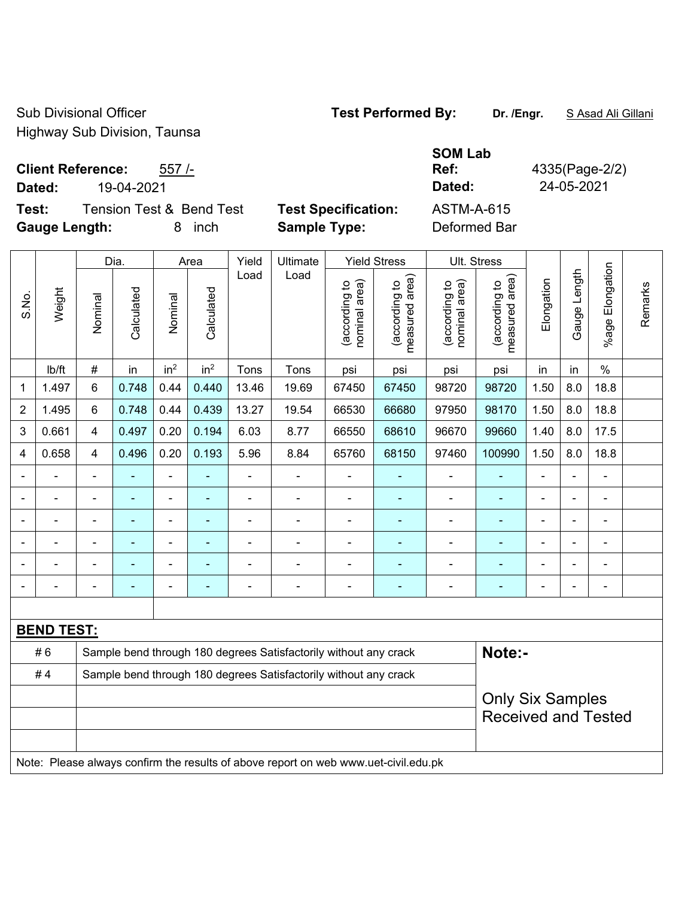Sub Divisional Officer
Highway Sub Division, Taunsa

**Test Performed By:** **Dr. /Engr.** S Asad Ali Gillani

**Client Reference:** 557 /-
**Dated:** 19-04-2021

**SOM Lab Ref:** 4335(Page-2/2)
**Dated:** 24-05-2021

**Test:** Tension Test & Bend Test
**Gauge Length:** 8 inch

**Test Specification:** ASTM-A-615
**Sample Type:** Deformed Bar

| S.No. | Weight | Dia. | | Area | | Yield Load | Ultimate Load | Yield Stress | | Ult. Stress | | Elongation | Gauge Length | %age Elongation | Remarks |
|---|---|---|---|---|---|---|---|---|---|---|---|---|---|---|---|
| | | Nominal | Calculated | Nominal | Calculated | | | (according to nominal area) | (according to measured area) | (according to nominal area) | (according to measured area) | | | | |
| | lb/ft | # | in | $in^2$ | $in^2$ | Tons | Tons | psi | psi | psi | psi | in | in | % | |
| 1 | 1.497 | 6 | 0.748 | 0.44 | 0.440 | 13.46 | 19.69 | 67450 | 67450 | 98720 | 98720 | 1.50 | 8.0 | 18.8 | |
| 2 | 1.495 | 6 | 0.748 | 0.44 | 0.439 | 13.27 | 19.54 | 66530 | 66680 | 97950 | 98170 | 1.50 | 8.0 | 18.8 | |
| 3 | 0.661 | 4 | 0.497 | 0.20 | 0.194 | 6.03 | 8.77 | 66550 | 68610 | 96670 | 99660 | 1.40 | 8.0 | 17.5 | |
| 4 | 0.658 | 4 | 0.496 | 0.20 | 0.193 | 5.96 | 8.84 | 65760 | 68150 | 97460 | 100990 | 1.50 | 8.0 | 18.8 | |
| - | - | - | - | - | - | - | - | - | - | - | - | - | - | - | |
| - | - | - | - | - | - | - | - | - | - | - | - | - | - | - | |
| - | - | - | - | - | - | - | - | - | - | - | - | - | - | - | |
| - | - | - | - | - | - | - | - | - | - | - | - | - | - | - | |
| - | - | - | - | - | - | - | - | - | - | - | - | - | - | - | |
| - | - | - | - | - | - | - | - | - | - | - | - | - | - | - | |

**BEND TEST:**

| | | |
|---|---|---|
| # 6 | Sample bend through 180 degrees Satisfactorily without any crack | **Note:-** |
| # 4 | Sample bend through 180 degrees Satisfactorily without any crack | |
| | | Only Six Samples Received and Tested |

Note: Please always confirm the results of above report on web www.uet-civil.edu.pk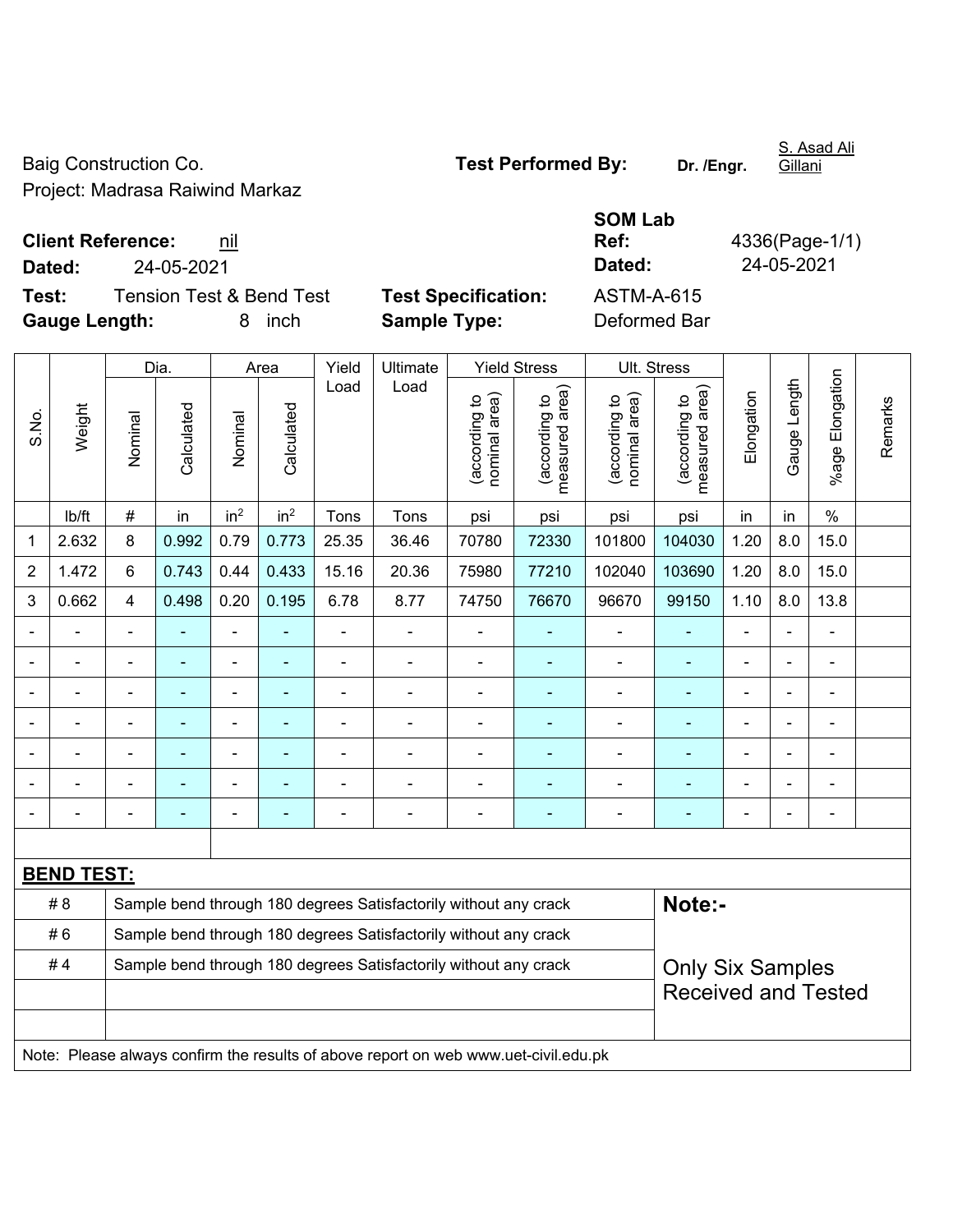Baig Construction Co.

Project: Madrasa Raiwind Markaz

**Test Performed By:** **Dr. /Engr.** S. Asad Ali Gillani

**Client Reference:** nil

**Dated:** 24-05-2021

**SOM Lab Ref:** 4336(Page-1/1)

**Dated:** 24-05-2021

**Test:** Tension Test & Bend Test

**Test Specification:** ASTM-A-615

**Gauge Length:** 8 inch

**Sample Type:** Deformed Bar

| S.No. | Weight | Dia. | | Area | | Yield Load | Ultimate Load | Yield Stress | | Ult. Stress | | Elongation | Gauge Length | %age Elongation | Remarks |
|---|---|---|---|---|---|---|---|---|---|---|---|---|---|---|---|
| | | Nominal | Calculated | Nominal | Calculated | | | (according to nominal area) | (according to measured area) | (according to nominal area) | (according to measured area) | | | | |
| | lb/ft | # | in | $in^2$ | $in^2$ | Tons | Tons | psi | psi | psi | psi | in | in | % | |
| 1 | 2.632 | 8 | 0.992 | 0.79 | 0.773 | 25.35 | 36.46 | 70780 | 72330 | 101800 | 104030 | 1.20 | 8.0 | 15.0 | |
| 2 | 1.472 | 6 | 0.743 | 0.44 | 0.433 | 15.16 | 20.36 | 75980 | 77210 | 102040 | 103690 | 1.20 | 8.0 | 15.0 | |
| 3 | 0.662 | 4 | 0.498 | 0.20 | 0.195 | 6.78 | 8.77 | 74750 | 76670 | 96670 | 99150 | 1.10 | 8.0 | 13.8 | |
| - | - | - | - | - | - | - | - | - | - | - | - | - | - | - | |
| - | - | - | - | - | - | - | - | - | - | - | - | - | - | - | |
| - | - | - | - | - | - | - | - | - | - | - | - | - | - | - | |
| - | - | - | - | - | - | - | - | - | - | - | - | - | - | - | |
| - | - | - | - | - | - | - | - | - | - | - | - | - | - | - | |
| - | - | - | - | - | - | - | - | - | - | - | - | - | - | - | |
| - | - | - | - | - | - | - | - | - | - | - | - | - | - | - | |

**BEND TEST:**

| | | |
|---|---|---|
| # 8 | Sample bend through 180 degrees Satisfactorily without any crack | **Note:-** |
| # 6 | Sample bend through 180 degrees Satisfactorily without any crack | |
| # 4 | Sample bend through 180 degrees Satisfactorily without any crack | Only Six Samples Received and Tested |

Note: Please always confirm the results of above report on web www.uet-civil.edu.pk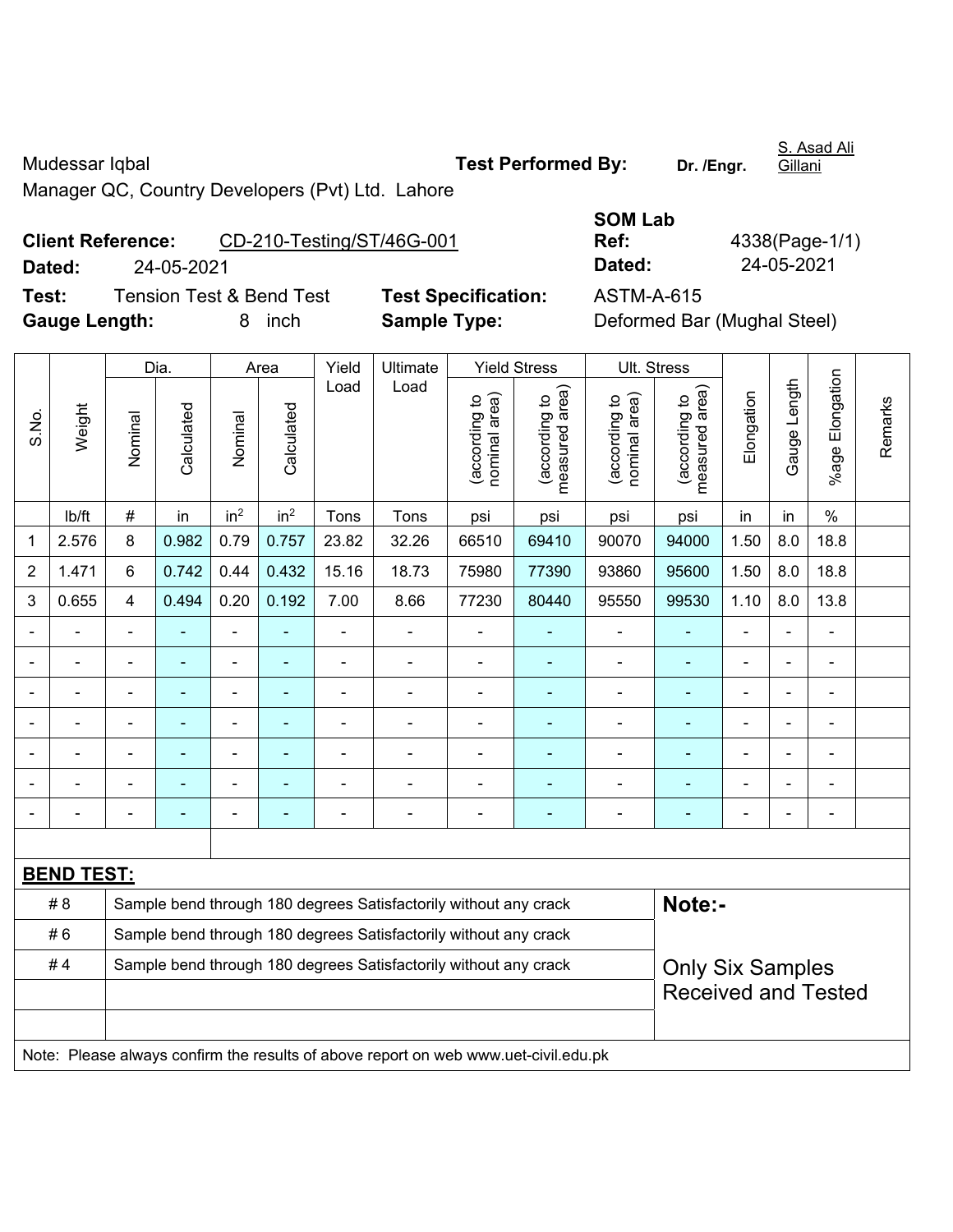Mudessar Iqbal **Test Performed By:** **Dr. /Engr.** S. Asad Ali Gillani

Manager QC, Country Developers (Pvt) Ltd. Lahore

**Client Reference:** CD-210-Testing/ST/46G-001 **SOM Lab Ref:** 4338(Page-1/1)

**Dated:** 24-05-2021 **Dated:** 24-05-2021

**Test:** Tension Test & Bend Test **Test Specification:** ASTM-A-615

**Gauge Length:** 8 inch **Sample Type:** Deformed Bar (Mughal Steel)

| S.No. | Weight | Dia. | | Area | | Yield Load | Ultimate Load | Yield Stress | | Ult. Stress | | Elongation | Gauge Length | %age Elongation | Remarks |
|---|---|---|---|---|---|---|---|---|---|---|---|---|---|---|---|
| | | Nominal | Calculated | Nominal | Calculated | | | (according to nominal area) | (according to measured area) | (according to nominal area) | (according to measured area) | | | | |
| | lb/ft | # | in | in² | in² | Tons | Tons | psi | psi | psi | psi | in | in | % | |
| 1 | 2.576 | 8 | 0.982 | 0.79 | 0.757 | 23.82 | 32.26 | 66510 | 69410 | 90070 | 94000 | 1.50 | 8.0 | 18.8 | |
| 2 | 1.471 | 6 | 0.742 | 0.44 | 0.432 | 15.16 | 18.73 | 75980 | 77390 | 93860 | 95600 | 1.50 | 8.0 | 18.8 | |
| 3 | 0.655 | 4 | 0.494 | 0.20 | 0.192 | 7.00 | 8.66 | 77230 | 80440 | 95550 | 99530 | 1.10 | 8.0 | 13.8 | |
| - | - | - | - | - | - | - | - | - | - | - | - | - | - | - | |
| - | - | - | - | - | - | - | - | - | - | - | - | - | - | - | |
| - | - | - | - | - | - | - | - | - | - | - | - | - | - | - | |
| - | - | - | - | - | - | - | - | - | - | - | - | - | - | - | |
| - | - | - | - | - | - | - | - | - | - | - | - | - | - | - | |
| - | - | - | - | - | - | - | - | - | - | - | - | - | - | - | |
| - | - | - | - | - | - | - | - | - | - | - | - | - | - | - | |

**BEND TEST:**

| | | |
|---|---|---|
| # 8 | Sample bend through 180 degrees Satisfactorily without any crack | **Note:-** |
| # 6 | Sample bend through 180 degrees Satisfactorily without any crack | |
| # 4 | Sample bend through 180 degrees Satisfactorily without any crack | Only Six Samples Received and Tested |

Note: Please always confirm the results of above report on web www.uet-civil.edu.pk